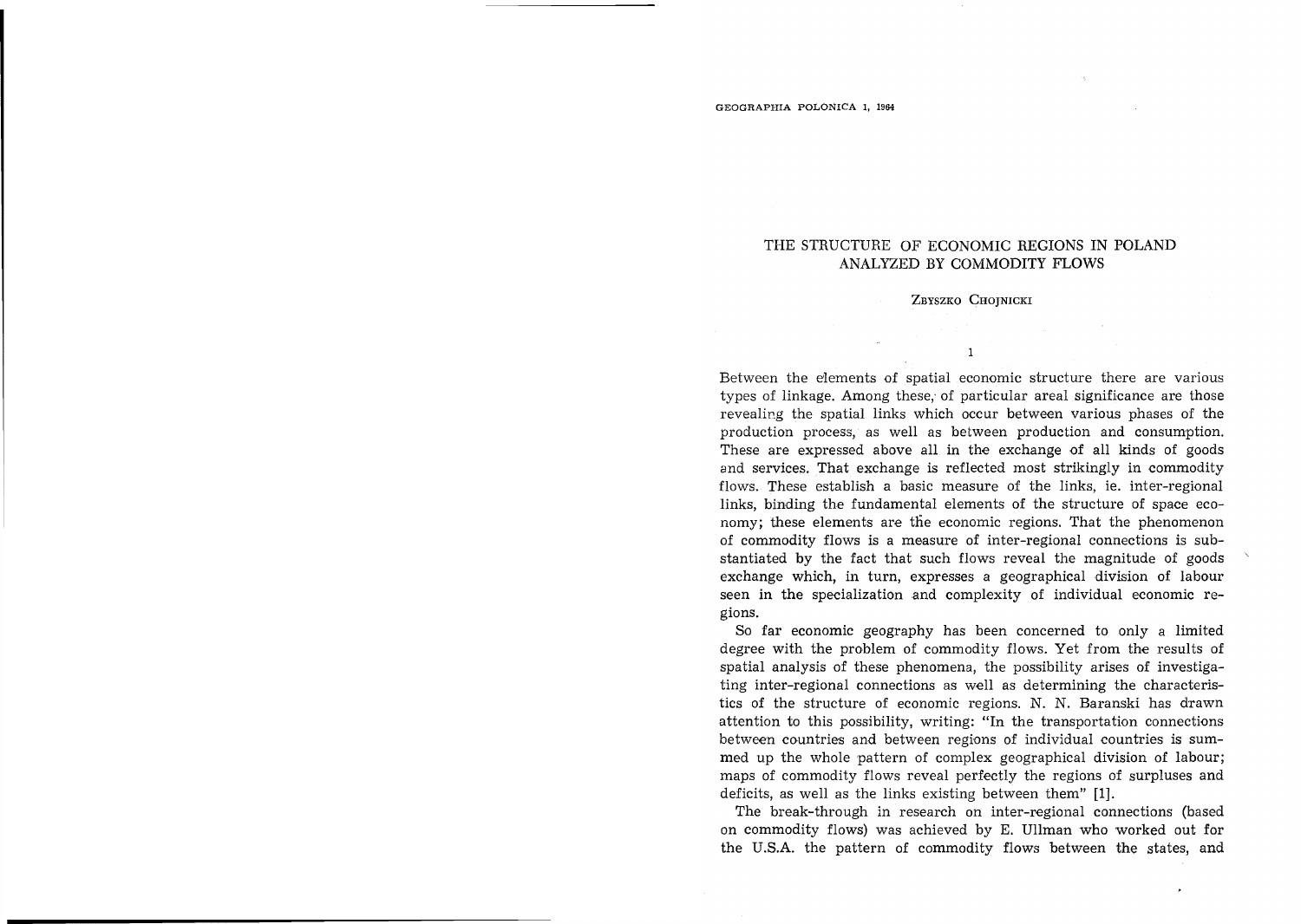# THE STRUCTURE OF ECONOMIC REGIONS IN POLAND ANALYZED BY COMMODITY FLOWS

ZBYSZKO CHOJNICKI

## 1

Between the elements of spatial economic structure there are various types of linkage. Among these, of particular areal significance are those revealing the spatial links which occur between various phases of the production process, as well as between production and consumption. These are expressed above all in the exchange of all kinds of goods and services. That exchange is reflected most strikingly in commodity flows. These establish a basic measure of the links, ie. inter-regional links, binding the fundamental elements of the structure of space economy; these elements are the economic regions. That the phenomenon of commodity flows is a measure of inter-regional connections is substantiated by the fact that such flows reveal the magnitude of goods exchange which, in turn, expresses a geographical division of labour seen in the specialization and complexity of individual economic regions.

So far economic geography has been concerned to only a limited degree with the problem of commodity flows. Yet from the results of spatial analysis of these phenomena, the possibility arises of investigating inter-regional connections as well as determining the characteristics of the structure of economic regions. N. N. Baranski has drawn attention to this possibility, writing: "In the transportation connections between countries and between regions of individual countries is summed up the whole pattern of complex geographical division of labour; maps of commodity flows reveal perfectly the regions of surpluses and deficits, as well as the links existing between them" [1].

The break-through in research on inter-regional connections (based on commodity flows) was achieved by E. Ullman who worked out for the U.S.A. the pattern of commodity flows between the states, and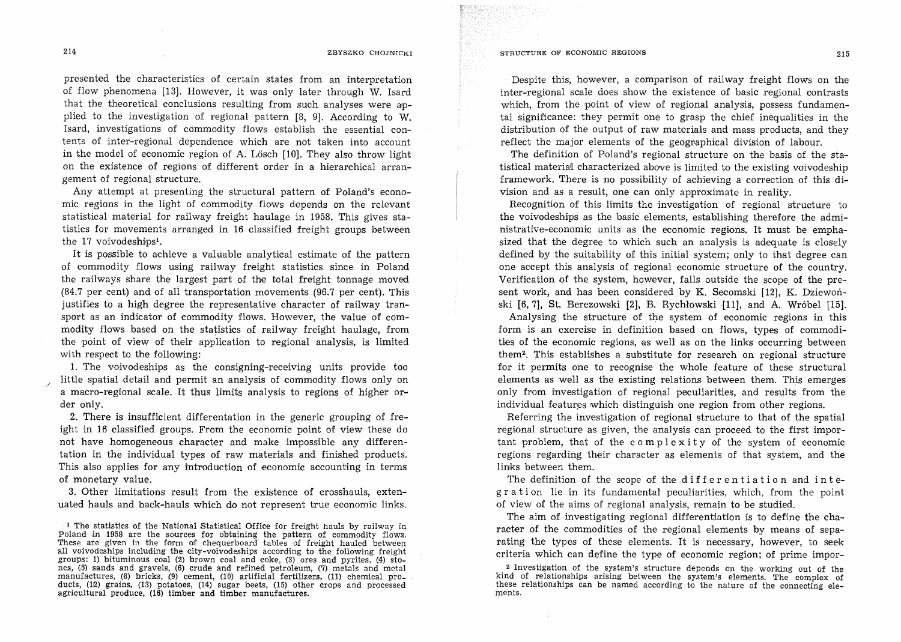presented the characteristics of certain states from an interpretation of flow phenomena [13]. However, it was only later through W. Isard that the theoretical conclusions resulting from such analyses were applied to the investigation of regional pattern [8, 9]. According to W. Isard, investigations of commodity flows establish the essential contents of inter-regional dependence which are not taken into account in the model of economic region of A. Lösch [10]. They also throw light on the existence of regions of different order in a hierarchical arrangement of regional structure.

Any attempt at presenting the structural pattern of Poland's economic regions in the light of commodity flows depends on the relevant statistical material for railway freight haulage in 1958. This gives statistics for movements arranged in 16 classified freight groups between the 17 voivodeships[1].

It is possible to achieve a valuable analytical estimate of the pattern of commodity flows using railway freight statistics since in Poland the railways share the largest part of the total freight tonnage moved (84.7 per cent) and of all transportation movements (96.7 per cent). This justifies to a high degree the representative character of railway transport as an indicator of commodity flows. However, the value of commodity flows based on the statistics of railway freight haulage, from the point of view of their application to regional analysis, is limited with respect to the following:

1. The voivodeships as the consigning-receiving units provide too little spatial detail and permit an analysis of commodity flows only on a macro-regional scale. It thus limits analysis to regions of higher order only.

2. There is insufficient differentation in the generic grouping of freight in 16 classified groups. From the economic point of view these do not have homogeneous character and make impossible any differentation in the individual types of raw materials and finished products. This also applies for any introduction of economic accounting in terms of monetary value.

3. Other limitations result from the existence of crosshauls, extenuated hauls and back-hauls which do not represent true economic links.

Despite this, however, a comparison of railway freight flows on the inter-regional scale does show the existence of basic regional contrasts which, from the point of view of regional analysis, possess fundamental significance: they permit one to grasp the chief inequalities in the distribution of the output of raw materials and mass products, and they reflect the major elements of the geographical division of labour.

The definition of Poland's regional structure on the basis of the statistical material characterized above is limited to the existing voivodeship framework. There is no possibility of achieving a correction of this division and as a result, one can only approximate in reality.

Recognition of this limits the investigation of regional structure to the voivodeships as the basic elements, establishing therefore the administrative-economic units as the economic regions. It must be emphasized that the degree to which such an analysis is adequate is closely defined by the suitability of this initial system; only to that degree can one accept this analysis of regional economic structure of the country. Verification of the system, however, falls outside the scope of the present work, and has been considered by K. Secomski [12], K. Dziewoński [6, 7], St. Berezowski [2], B. Rychłowski [11], and A. Wróbel [15].

Analysing the structure of the system of economic regions in this form is an exercise in definition based on flows, types of commodities of the economic regions, as well as on the links occurring between them[2]. This establishes a substitute for research on regional structure for it permits one to recognise the whole feature of these structural elements as well as the existing relations between them. This emerges only from investigation of regional peculiarities, and results from the individual features which distinguish one region from other regions.

Referring the investigation of regional structure to that of the spatial regional structure as given, the analysis can proceed to the first important problem, that of the *complexity* of the system of economic regions regarding their character as elements of that system, and the links between them.

The definition of the scope of the *differentiation* and *integration* lie in its fundamental peculiarities, which, from the point of view of the aims of regional analysis, remain to be studied.

The aim of investigating regional differentiation is to define the character of the commodities of the regional elements by means of separating the types of these elements. It is necessary, however, to seek criteria which can define the type of economic region; of prime impor-

[1] The statistics of the National Statistical Office for freight hauls by railway in Poland in 1958 are the sources for obtaining the pattern of commodity flows. These are given in the form of chequerboard tables of freight hauled between all voivodeships including the city-voivodeships according to the following freight groups: 1) bituminous coal (2) brown coal and coke, (3) ores and pyrites, (4) stones, (5) sands and gravels, (6) crude and refined petroleum, (7) metals and metal manufactures, (8) bricks, (9) cement, (10) artificial fertilizers, (11) chemical products, (12) grains, (13) potatoes, (14) sugar beets, (15) other crops and processed agricultural produce, (16) timber and timber manufactures.

[2] Investigation of the system's structure depends on the working out of the kind of relationships arising between the system's elements. The complex of these relationships can be named according to the nature of the connecting elements.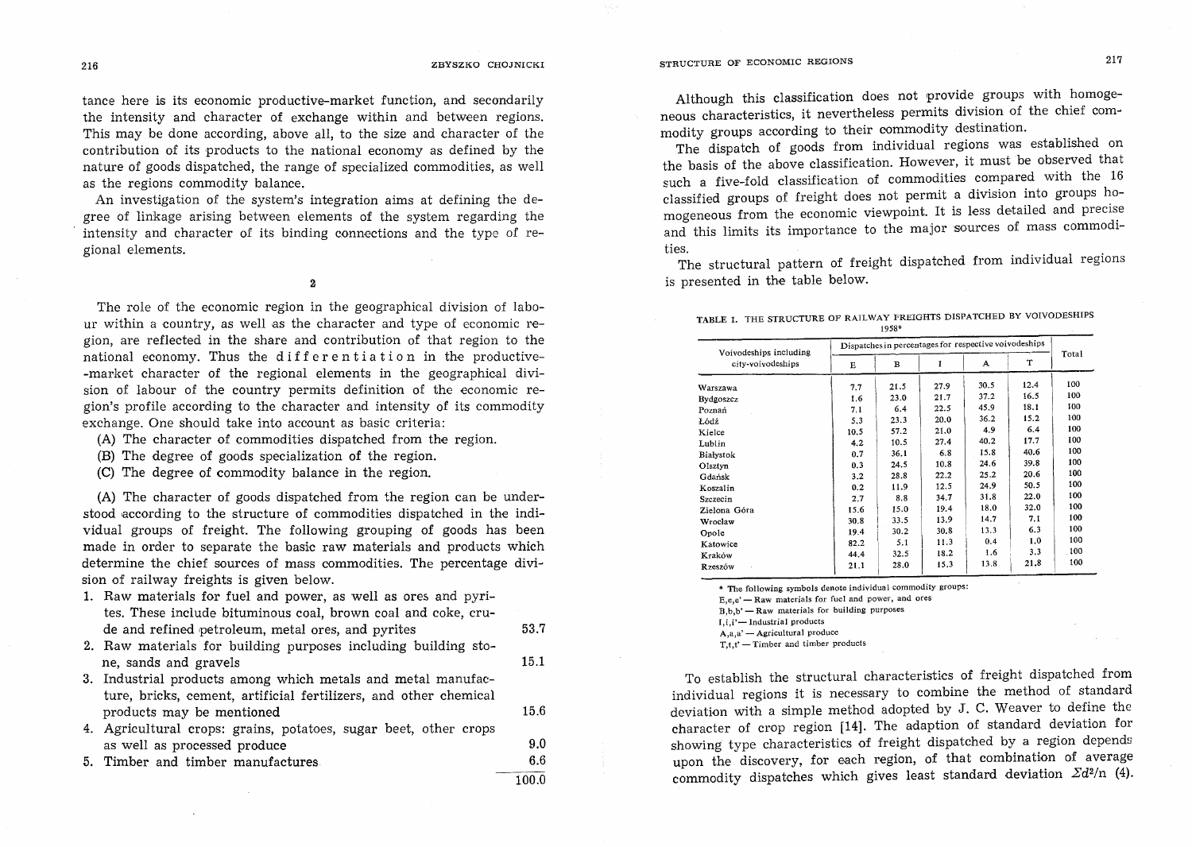tance here is its economic productive-market function, and secondarily the intensity and character of exchange within and between regions. This may be done according, above all, to the size and character of the contribution of its products to the national economy as defined by the nature of goods dispatched, the range of specialized commodities, as well as the regions commodity balance.

An investigation of the system's integration aims at defining the degree of linkage arising between elements of the system regarding the intensity and character of its binding connections and the type of regional elements.

## 2

The role of the economic region in the geographical division of labour within a country, as well as the character and type of economic region, are reflected in the share and contribution of that region to the national economy. Thus the d i f f e r e n t i a t i o n in the productive-market character of the regional elements in the geographical division of labour of the country permits definition of the economic region's profile according to the character and intensity of its commodity exchange. One should take into account as basic criteria:

(A) The character of commodities dispatched from the region.

(B) The degree of goods specialization of the region.

(C) The degree of commodity balance in the region.

(A) The character of goods dispatched from the region can be understood according to the structure of commodities dispatched in the individual groups of freight. The following grouping of goods has been made in order to separate the basic raw materials and products which determine the chief sources of mass commodities. The percentage division of railway freights is given below.

| | | |
|---|---|---|
| 1. | Raw materials for fuel and power, as well as ores and pyrites. These include bituminous coal, brown coal and coke, crude and refined petroleum, metal ores, and pyrites | 53.7 |
| 2. | Raw materials for building purposes including building stone, sands and gravels | 15.1 |
| 3. | Industrial products among which metals and metal manufacture, bricks, cement, artificial fertilizers, and other chemical products may be mentioned | 15.6 |
| 4. | Agricultural crops: grains, potatoes, sugar beet, other crops as well as processed produce | 9.0 |
| 5. | Timber and timber manufactures | 6.6 |
| | | 100.0 |

Although this classification does not provide groups with homogeneous characteristics, it nevertheless permits division of the chief commodity groups according to their commodity destination.

The dispatch of goods from individual regions was established on the basis of the above classification. However, it must be observed that such a five-fold classification of commodities compared with the 16 classified groups of freight does not permit a division into groups homogeneous from the economic viewpoint. It is less detailed and precise and this limits its importance to the major sources of mass commodities.

The structural pattern of freight dispatched from individual regions is presented in the table below.

TABLE 1. THE STRUCTURE OF RAILWAY FREIGHTS DISPATCHED BY VOIVODESHIPS 1958*

| Voivodeships including city-voivodeships | Dispatches in percentages for respective voivodeships | | | | | Total |
|---|---|---|---|---|---|---|
| | E | B | I | A | T | |
| Warszawa | 7.7 | 21.5 | 27.9 | 30.5 | 12.4 | 100 |
| Bydgoszcz | 1.6 | 23.0 | 21.7 | 37.2 | 16.5 | 100 |
| Poznań | 7.1 | 6.4 | 22.5 | 45.9 | 18.1 | 100 |
| Łódź | 5.3 | 23.3 | 20.0 | 36.2 | 15.2 | 100 |
| Kielce | 10.5 | 57.2 | 21.0 | 4.9 | 6.4 | 100 |
| Lublin | 4.2 | 10.5 | 27.4 | 40.2 | 17.7 | 100 |
| Białystok | 0.7 | 36.1 | 6.8 | 15.8 | 40.6 | 100 |
| Olsztyn | 0.3 | 24.5 | 10.8 | 24.6 | 39.8 | 100 |
| Gdańsk | 3.2 | 28.8 | 22.2 | 25.2 | 20.6 | 100 |
| Koszalin | 0.2 | 11.9 | 12.5 | 24.9 | 50.5 | 100 |
| Szczecin | 2.7 | 8.8 | 34.7 | 31.8 | 22.0 | 100 |
| Zielona Góra | 15.6 | 15.0 | 19.4 | 18.0 | 32.0 | 100 |
| Wrocław | 30.8 | 33.5 | 13.9 | 14.7 | 7.1 | 100 |
| Opole | 19.4 | 30.2 | 30.8 | 13.3 | 6.3 | 100 |
| Katowice | 82.2 | 5.1 | 11.3 | 0.4 | 1.0 | 100 |
| Kraków | 44.4 | 32.5 | 18.2 | 1.6 | 3.3 | 100 |
| Rzeszów | 21.1 | 28.0 | 15.3 | 13.8 | 21.8 | 100 |

\* The following symbols denote individual commodity groups:
E,e,e' — Raw materials for fuel and power, and ores
B,b,b' — Raw materials for building purposes
I,i,i' — Industrial products
A,a,a' — Agricultural produce
T,t,t' — Timber and timber products

To establish the structural characteristics of freight dispatched from individual regions it is necessary to combine the method of standard deviation with a simple method adopted by J. C. Weaver to define the character of crop region [14]. The adaption of standard deviation for showing type characteristics of freight dispatched by a region depends upon the discovery, for each region, of that combination of average commodity dispatches which gives least standard deviation $\Sigma d^2/n$ (4).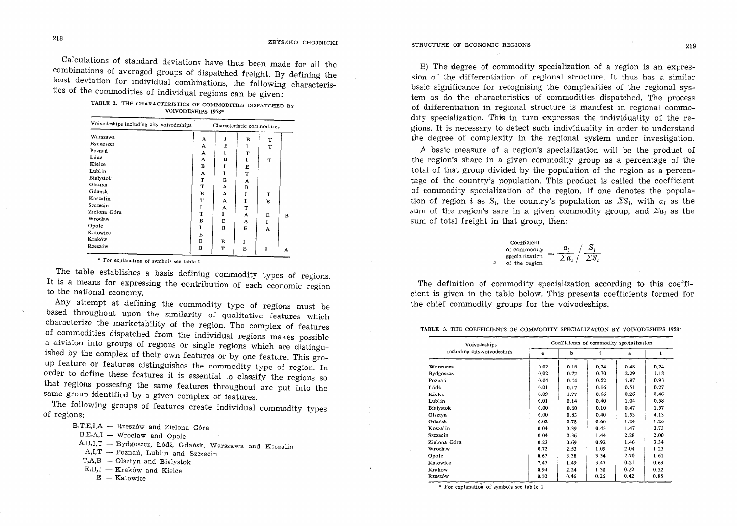Calculations of standard deviations have thus been made for all the combinations of averaged groups of dispatched freight. By defining the least deviation for individual combinations, the following characteristics of the commodities of individual regions can be given:

TABLE 2. THE CHARACTERISTICS OF COMMODITIES DISPATCHED BY VOIVODESHIPS 1958*

| Voivodeships including city-voivodeships | Characteristic commodities | | | | |
|---|---|---|---|---|---|
| Warszawa | A | I | B | T | |
| Bydgoszcz | A | B | I | T | |
| Poznań | A | I | T | | |
| Łódź | A | B | I | T | |
| Kielce | B | I | E | | |
| Lublin | A | I | T | | |
| Białystok | T | B | A | | |
| Olsztyn | T | A | B | | |
| Gdańsk | B | A | I | T | |
| Koszalin | T | A | I | B | |
| Szczecin | I | A | T | | |
| Zielona Góra | T | I | A | E | B |
| Wrocław | B | E | A | I | |
| Opole | I | B | E | A | |
| Katowice | E | | | | |
| Kraków | E | B | I | | |
| Rzeszów | B | T | E | I | A |

\* For explanation of symbols see table 1

The table establishes a basis defining commodity types of regions. It is a means for expressing the contribution of each economic region to the national economy.

Any attempt at defining the commodity type of regions must be based throughout upon the similarity of qualitative features which characterize the marketability of the region. The complex of features of commodities dispatched from the individual regions makes possible a division into groups of regions or single regions which are distinguished by the complex of their own features or by one feature. This group feature or features distinguishes the commodity type of region. In order to define these features it is essential to classify the regions so that regions possesing the same features throughout are put into the same group identified by a given complex of features.

The following groups of features create individual commodity types of regions:

B,T,E,I,A — Rzeszów and Zielona Góra
B,E,A,I — Wrocław and Opole
A,B,I,T — Bydgoszcz, Łódź, Gdańsk, Warszawa and Koszalin
A,I,T — Poznań, Lublin and Szczecin
T,A,B — Olsztyn and Białystok
E,B,I — Kraków and Kielce
E — Katowice

B) The degree of commodity specialization of a region is an expression of the differentiation of regional structure. It thus has a similar basic significance for recognising the complexities of the regional system as do the characteristics of commodities dispatched. The process of differentiation in regional structure is manifest in regional commodity specialization. This in turn expresses the individuality of the regions. It is necessary to detect such individuality in order to understand the degree of complexity in the regional system under investigation.

A basic measure of a region's specialization will be the product of the region's share in a given commodity group as a percentage of the total of that group divided by the population of the region as a percentage of the country's population. This product is called the coefficient of commodity specialization of the region. If one denotes the population of region $i$ as $S_i$, the country's population as $\Sigma S_i$, with $a_i$ as the sum of the region's sare in a given commodity group, and $\Sigma a_i$ as the sum of total freight in that group, then:

$$\text{Coefficient of commodity specialization of the region} = \frac{a_i}{\Sigma a_i} \bigg/ \frac{S_i}{\Sigma S_i}$$

The definition of commodity specialization according to this coefficient is given in the table below. This presents coefficients formed for the chief commodity groups for the voivodeships.

TABLE 3. THE COEFFICIENTS OF COMMODITY SPECIALIZATION BY VOIVODESHIPS 1958*

| Voivodeships including city-voivodeships | Coefficients of commodity specialization | | | | |
|---|---|---|---|---|---|
| | e | b | i | a | t |
| Warszawa | 0.02 | 0.18 | 0.24 | 0.48 | 0.24 |
| Bydgoszcz | 0.02 | 0.72 | 0.70 | 2.29 | 1.18 |
| Poznań | 0.04 | 0.14 | 0.52 | 1.87 | 0.93 |
| Łódź | 0.01 | 0.17 | 0.16 | 0.51 | 0.27 |
| Kielce | 0.09 | 1.77 | 0.66 | 0.26 | 0.46 |
| Lublin | 0.01 | 0.14 | 0.40 | 1.04 | 0.58 |
| Białystok | 0.00 | 0.60 | 0.10 | 0.47 | 1.57 |
| Olsztyn | 0.00 | 0.83 | 0.40 | 1.53 | 4.13 |
| Gdańsk | 0.02 | 0.78 | 0.60 | 1.24 | 1.26 |
| Koszalin | 0.04 | 0.39 | 0.43 | 1.47 | 3.73 |
| Szczecin | 0.04 | 0.36 | 1.44 | 2.28 | 2.00 |
| Zielona Góra | 0.23 | 0.69 | 0.92 | 1.46 | 3.34 |
| Wrocław | 0.72 | 2.53 | 1.09 | 2.04 | 1.23 |
| Opole | 0.67 | 3.38 | 3.54 | 2.70 | 1.61 |
| Katowice | 7.47 | 1.49 | 3.47 | 0.21 | 0.69 |
| Kraków | 0.94 | 2.24 | 1.30 | 0.22 | 0.52 |
| Rzeszów | 0.10 | 0.46 | 0.26 | 0.42 | 0.85 |

\* For explanation of symbols see table 1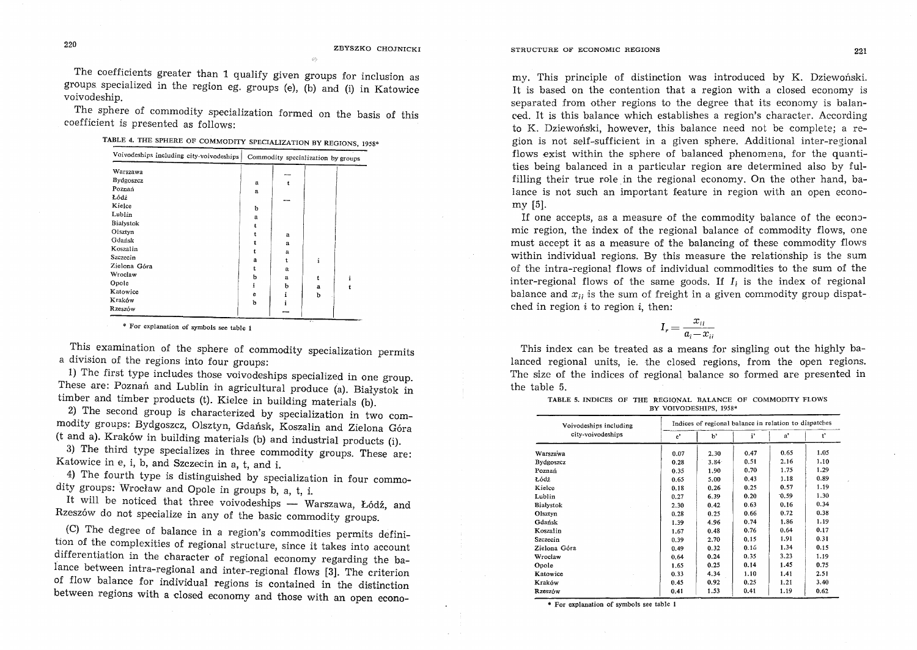The coefficients greater than 1 qualify given groups for inclusion as groups specialized in the region eg. groups (e), (b) and (i) in Katowice voivodeship.

The sphere of commodity specialization formed on the basis of this coefficient is presented as follows:

TABLE 4. THE SPHERE OF COMMODITY SPECIALIZATION BY REGIONS, 1958*

| Voivodeships including city-voivodeships | Commodity specialization by groups | | | |
|---|---|---|---|---|
| Warszawa | | — | | |
| Bydgoszcz | a | t | | |
| Poznań | a | | | |
| Łódź | | — | | |
| Kielce | b | | | |
| Lublin | a | | | |
| Białystok | t | | | |
| Olsztyn | t | a | | |
| Gdańsk | t | a | | |
| Koszalin | t | a | | |
| Szczecin | a | t | i | |
| Zielona Góra | t | a | | |
| Wrocław | b | a | t | i |
| Opole | i | b | a | t |
| Katowice | e | i | b | |
| Kraków | b | i | | |
| Rzeszów | | — | | |

\* For explanation of symbols see table 1

This examination of the sphere of commodity specialization permits a division of the regions into four groups:

1) The first type includes those voivodeships specialized in one group. These are: Poznań and Lublin in agricultural produce (a). Białystok in timber and timber products (t). Kielce in building materials (b).

2) The second group is characterized by specialization in two commodity groups: Bydgoszcz, Olsztyn, Gdańsk, Koszalin and Zielona Góra (t and a). Kraków in building materials (b) and industrial products (i).

3) The third type specializes in three commodity groups. These are: Katowice in e, i, b, and Szczecin in a, t, and i.

4) The fourth type is distinguished by specialization in four commodity groups: Wrocław and Opole in groups b, a, t, i.

It will be noticed that three voivodeships — Warszawa, Łódź, and Rzeszów do not specialize in any of the basic commodity groups.

(C) The degree of balance in a region's commodities permits definition of the complexities of regional structure, since it takes into account differentiation in the character of regional economy regarding the balance between intra-regional and inter-regional flows [3]. The criterion of flow balance for individual regions is contained in the distinction between regions with a closed economy and those with an open economy. This principle of distinction was introduced by K. Dziewoński. It is based on the contention that a region with a closed economy is separated from other regions to the degree that its economy is balanced. It is this balance which establishes a region's character. According to K. Dziewoński, however, this balance need not be complete; a region is not self-sufficient in a given sphere. Additional inter-regional flows exist within the sphere of balanced phenomena, for the quantities being balanced in a particular region are determined also by fulfilling their true role in the regional economy. On the other hand, balance is not such an important feature in region with an open economy [5].

If one accepts, as a measure of the commodity balance of the economic region, the index of the regional balance of commodity flows, one must accept it as a measure of the balancing of these commodity flows within individual regions. By this measure the relationship is the sum of the intra-regional flows of individual commodities to the sum of the inter-regional flows of the same goods. If $I_i$ is the index of regional balance and $x_{ii}$ is the sum of freight in a given commodity group dispatched in region $i$ to region $i$, then:

$$I_r = \frac{x_{ii}}{a_i - x_{ii}}$$

This index can be treated as a means for singling out the highly balanced regional units, ie. the closed regions, from the open regions. The size of the indices of regional balance so formed are presented in the table 5.

TABLE 5. INDICES OF THE REGIONAL BALANCE OF COMMODITY FLOWS BY VOIVODESHIPS, 1958*

| Voivodeships including city-voivodeships | Indices of regional balance in relation to dispatches | | | | |
|---|---|---|---|---|---|
| | e' | b' | i' | a' | t' |
| Warszawa | 0.07 | 2.30 | 0.47 | 0.65 | 1.05 |
| Bydgoszcz | 0.28 | 3.84 | 0.51 | 2.16 | 1.10 |
| Poznań | 0.35 | 1.90 | 0.70 | 1.75 | 1.29 |
| Łódź | 0.65 | 5.00 | 0.43 | 1.18 | 0.89 |
| Kielce | 0.18 | 0.26 | 0.25 | 0.57 | 1.19 |
| Lublin | 0.27 | 6.39 | 0.20 | 0.59 | 1.30 |
| Białystok | 2.30 | 0.42 | 0.63 | 0.16 | 0.34 |
| Olsztyn | 0.28 | 0.25 | 0.66 | 0.72 | 0.38 |
| Gdańsk | 1.39 | 4.96 | 0.74 | 1.86 | 1.19 |
| Koszalin | 1.67 | 0.48 | 0.76 | 0.64 | 0.17 |
| Szczecin | 0.39 | 2.70 | 0.15 | 1.91 | 0.31 |
| Zielona Góra | 0.49 | 0.32 | 0.16 | 1.34 | 0.15 |
| Wrocław | 0.64 | 0.24 | 0.35 | 3.23 | 1.19 |
| Opole | 1.65 | 0.25 | 0.14 | 1.45 | 0.75 |
| Katowice | 0.33 | 4.34 | 1.10 | 1.41 | 2.51 |
| Kraków | 0.45 | 0.92 | 0.25 | 1.21 | 3.40 |
| Rzeszów | 0.41 | 1.53 | 0.41 | 1.19 | 0.62 |

\* For explanation of symbols see table 1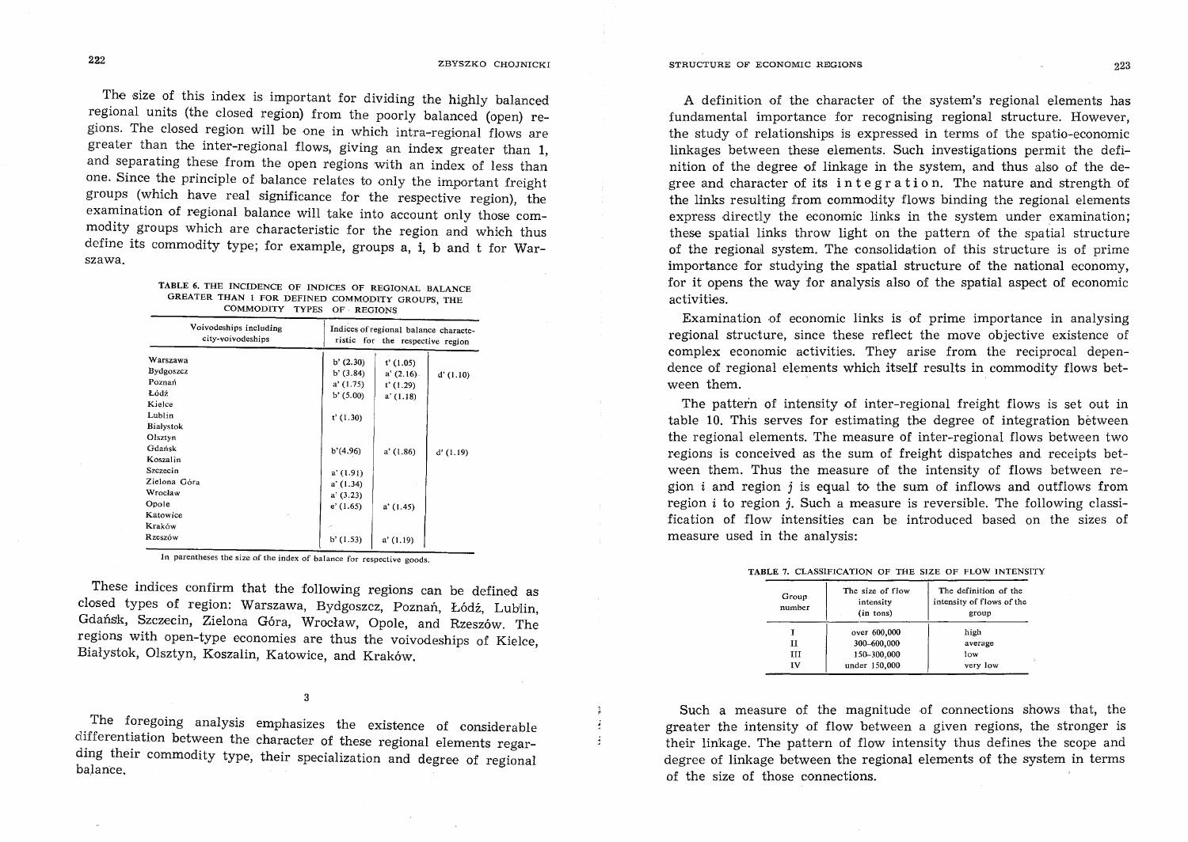The size of this index is important for dividing the highly balanced regional units (the closed region) from the poorly balanced (open) regions. The closed region will be one in which intra-regional flows are greater than the inter-regional flows, giving an index greater than 1, and separating these from the open regions with an index of less than one. Since the principle of balance relates to only the important freight groups (which have real significance for the respective region), the examination of regional balance will take into account only those commodity groups which are characteristic for the region and which thus define its commodity type; for example, groups a, i, b and t for Warszawa.

TABLE 6. THE INCIDENCE OF INDICES OF REGIONAL BALANCE GREATER THAN 1 FOR DEFINED COMMODITY GROUPS, THE COMMODITY TYPES OF REGIONS

| Voivodeships including city-voivodeships | Indices of regional balance characteristic for the respective region | | |
|---|---|---|---|
| Warszawa | b' (2.30) | t' (1.05) | |
| Bydgoszcz | b' (3.84) | a' (2.16) | d' (1.10) |
| Poznań | a' (1.75) | t' (1.29) | |
| Łódź | b' (5.00) | a' (1.18) | |
| Kielce | | | |
| Lublin | t' (1.30) | | |
| Białystok | | | |
| Olsztyn | | | |
| Gdańsk | b'(4.96) | a' (1.86) | d' (1.19) |
| Koszalin | | | |
| Szczecin | a' (1.91) | | |
| Zielona Góra | a' (1.34) | | |
| Wrocław | a' (3.23) | | |
| Opole | e' (1.65) | a' (1.45) | |
| Katowice | | | |
| Kraków | | | |
| Rzeszów | b' (1.53) | a' (1.19) | |

In parentheses the size of the index of balance for respective goods.

These indices confirm that the following regions can be defined as closed types of region: Warszawa, Bydgoszcz, Poznań, Łódź, Lublin, Gdańsk, Szczecin, Zielona Góra, Wrocław, Opole, and Rzeszów. The regions with open-type economies are thus the voivodeships of Kielce, Białystok, Olsztyn, Koszalin, Katowice, and Kraków.

## 3

The foregoing analysis emphasizes the existence of considerable differentiation between the character of these regional elements regarding their commodity type, their specialization and degree of regional balance.

A definition of the character of the system's regional elements has fundamental importance for recognising regional structure. However, the study of relationships is expressed in terms of the spatio-economic linkages between these elements. Such investigations permit the definition of the degree of linkage in the system, and thus also of the degree and character of its *integration*. The nature and strength of the links resulting from commodity flows binding the regional elements express directly the economic links in the system under examination; these spatial links throw light on the pattern of the spatial structure of the regional system. The consolidation of this structure is of prime importance for studying the spatial structure of the national economy, for it opens the way for analysis also of the spatial aspect of economic activities.

Examination of economic links is of prime importance in analysing regional structure, since these reflect the move objective existence of complex economic activities. They arise from the reciprocal dependence of regional elements which itself results in commodity flows between them.

The pattern of intensity of inter-regional freight flows is set out in table 10. This serves for estimating the degree of integration between the regional elements. The measure of inter-regional flows between two regions is conceived as the sum of freight dispatches and receipts between them. Thus the measure of the intensity of flows between region $i$ and region $j$ is equal to the sum of inflows and outflows from region $i$ to region $j$. Such a measure is reversible. The following classification of flow intensities can be introduced based on the sizes of measure used in the analysis:

TABLE 7. CLASSIFICATION OF THE SIZE OF FLOW INTENSITY

| Group number | The size of flow intensity (in tons) | The definition of the intensity of flows of the group |
|---|---|---|
| I | over 600,000 | high |
| II | 300–600,000 | average |
| III | 150–300,000 | low |
| IV | under 150,000 | very low |

Such a measure of the magnitude of connections shows that, the greater the intensity of flow between a given regions, the stronger is their linkage. The pattern of flow intensity thus defines the scope and degree of linkage between the regional elements of the system in terms of the size of those connections.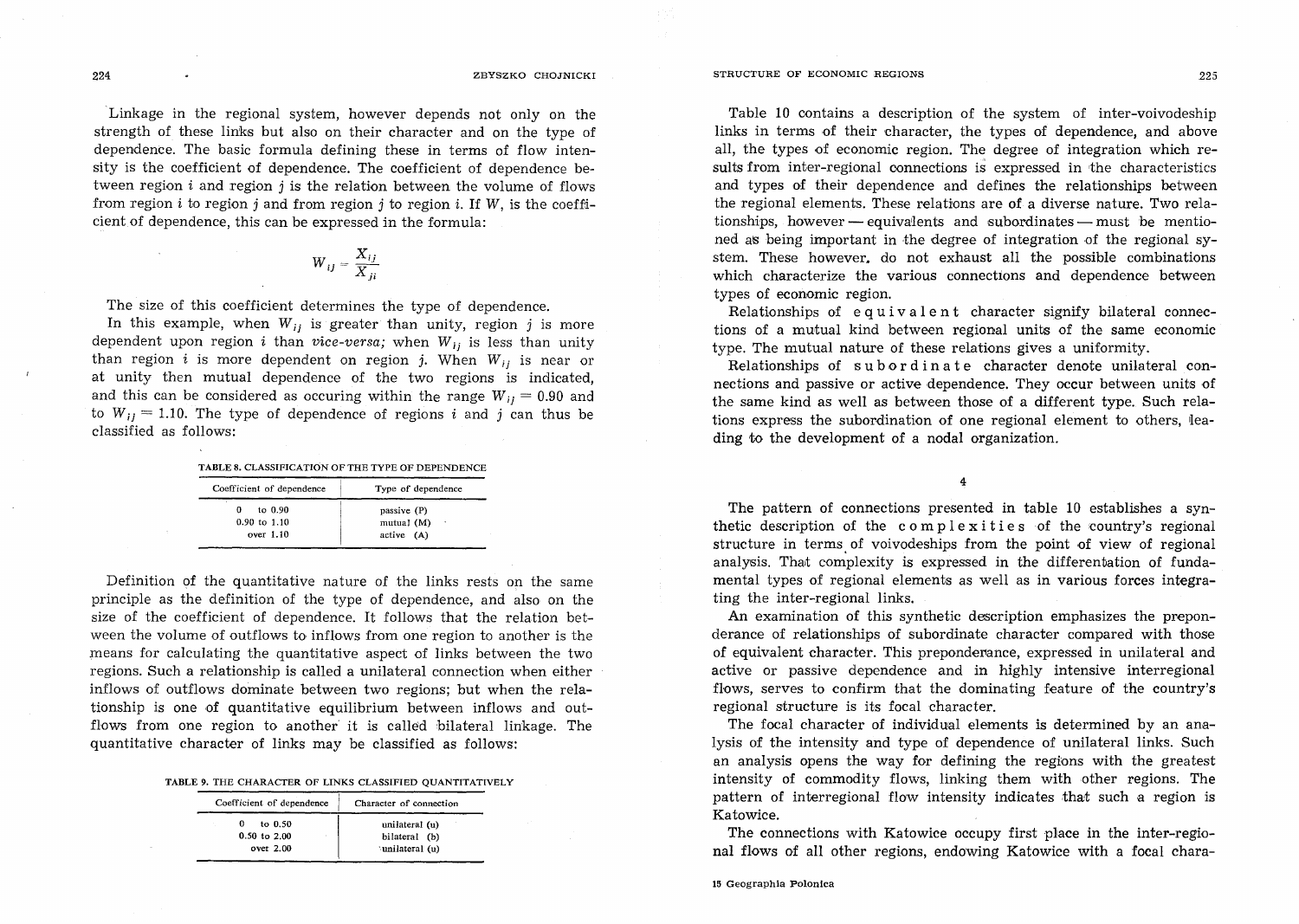Linkage in the regional system, however depends not only on the strength of these links but also on their character and on the type of dependence. The basic formula defining these in terms of flow intensity is the coefficient of dependence. The coefficient of dependence between region $i$ and region $j$ is the relation between the volume of flows from region $i$ to region $j$ and from region $j$ to region $i$. If $W$, is the coefficient of dependence, this can be expressed in the formula:

$$W_{ij} = \frac{X_{ij}}{X_{ji}}$$

The size of this coefficient determines the type of dependence.

In this example, when $W_{ij}$ is greater than unity, region $j$ is more dependent upon region $i$ than *vice-versa;* when $W_{ij}$ is less than unity than region $i$ is more dependent on region $j$. When $W_{ij}$ is near or at unity then mutual dependence of the two regions is indicated, and this can be considered as occuring within the range $W_{ij} = 0.90$ and to $W_{ij} = 1.10$. The type of dependence of regions $i$ and $j$ can thus be classified as follows:

TABLE 8. CLASSIFICATION OF THE TYPE OF DEPENDENCE

| Coefficient of dependence | Type of dependence |
|---|---|
| 0 to 0.90 | passive (P) |
| 0.90 to 1.10 | mutual (M) |
| over 1.10 | active (A) |

Definition of the quantitative nature of the links rests on the same principle as the definition of the type of dependence, and also on the size of the coefficient of dependence. It follows that the relation between the volume of outflows to inflows from one region to another is the means for calculating the quantitative aspect of links between the two regions. Such a relationship is called a unilateral connection when either inflows of outflows dominate between two regions; but when the relationship is one of quantitative equilibrium between inflows and outflows from one region to another it is called bilateral linkage. The quantitative character of links may be classified as follows:

TABLE 9. THE CHARACTER OF LINKS CLASSIFIED QUANTITATIVELY

| Coefficient of dependence | Character of connection |
|---|---|
| 0 to 0.50 | unilateral (u) |
| 0.50 to 2.00 | bilateral (b) |
| over 2.00 | unilateral (u) |

Table 10 contains a description of the system of inter-voivodeship links in terms of their character, the types of dependence, and above all, the types of economic region. The degree of integration which results from inter-regional connections is expressed in the characteristics and types of their dependence and defines the relationships between the regional elements. These relations are of a diverse nature. Two relationships, however — equivalents and subordinates — must be mentioned as being important in the degree of integration of the regional system. These however, do not exhaust all the possible combinations which characterize the various connections and dependence between types of economic region.

Relationships of e q u i v a l e n t character signify bilateral connections of a mutual kind between regional units of the same economic type. The mutual nature of these relations gives a uniformity.

Relationships of s u b o r d i n a t e character denote unilateral connections and passive or active dependence. They occur between units of the same kind as well as between those of a different type. Such relations express the subordination of one regional element to others, leading to the development of a nodal organization.

4

The pattern of connections presented in table 10 establishes a synthetic description of the c o m p l e x i t i e s of the country's regional structure in terms of voivodeships from the point of view of regional analysis. That complexity is expressed in the differentiation of fundamental types of regional elements as well as in various forces integrating the inter-regional links.

An examination of this synthetic description emphasizes the preponderance of relationships of subordinate character compared with those of equivalent character. This preponderance, expressed in unilateral and active or passive dependence and in highly intensive interregional flows, serves to confirm that the dominating feature of the country's regional structure is its focal character.

The focal character of individual elements is determined by an analysis of the intensity and type of dependence of unilateral links. Such an analysis opens the way for defining the regions with the greatest intensity of commodity flows, linking them with other regions. The pattern of interregional flow intensity indicates that such a region is Katowice.

The connections with Katowice occupy first place in the inter-regional flows of all other regions, endowing Katowice with a focal chara-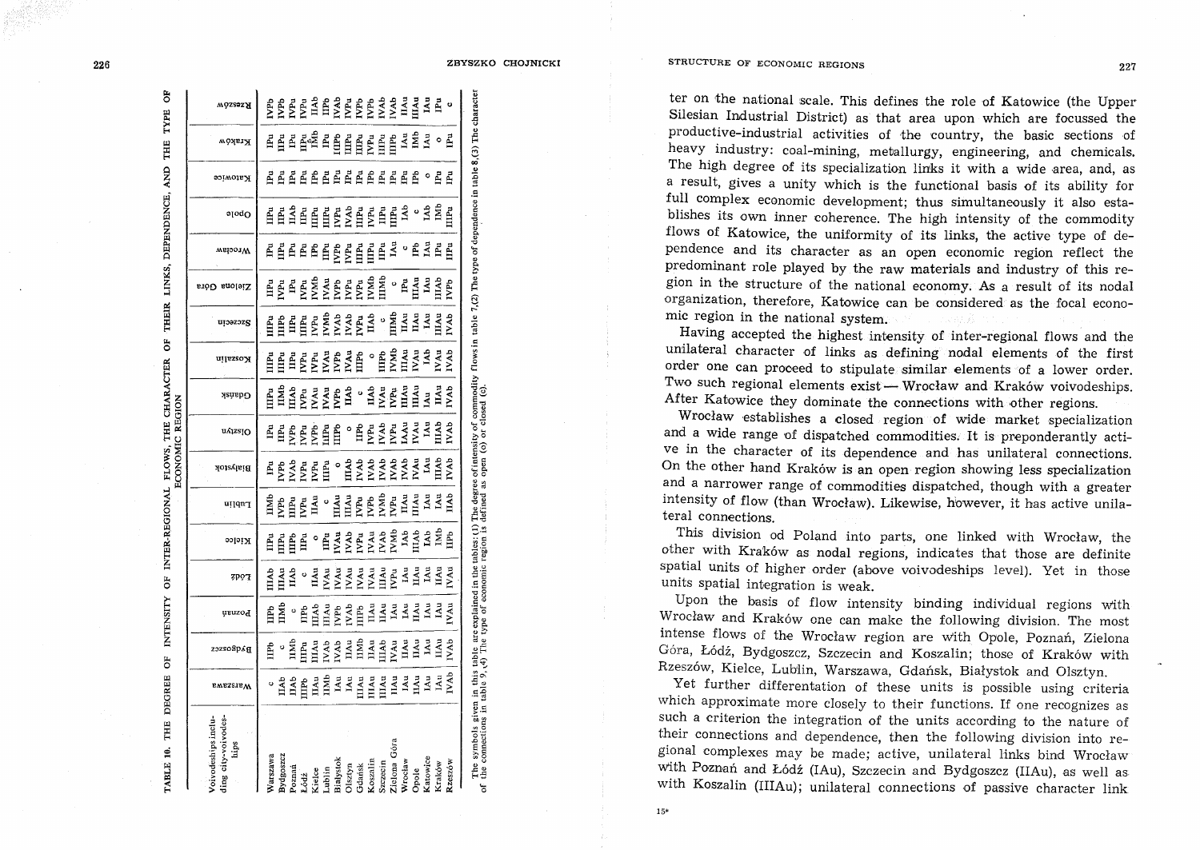TABLE 10. THE DEGREE OF INTENSITY OF INTER-REGIONAL FLOWS, THE CHARACTER OF THEIR LINKS, DEPENDENCE, AND THE TYPE OF ECONOMIC REGION

| Voivodeships including city-voivodeships | Warszawa | Bydgoszcz | Poznań | Łódź | Kielce | Lublin | Białystok | Olsztyn | Gdańsk | Koszalin | Szczecin | Zielona Góra | Wrocław | Opole | Katowice | Kraków | Rzeszów |
|---|---|---|---|---|---|---|---|---|---|---|---|---|---|---|---|---|---|
| Warszawa | c | IIPb | IIPb | IIIAb | IIPu | IIMb | IPu | IPu | IIIPu | IIIPu | IIIPu | IIPu | IPu | IIPu | IPu | IPu | IVPb |
| Bydgoszcz | IIAb | c | IIMb | IIIAu | IIIPu | IVPb | IVPb | IIPu | IIMb | IIIPb | IIIPb | IVPu | IIPu | IIPu | IPu | IIPu | IVPb |
| Poznań | IIAb | IIMb | c | IIAb | IIIPb | IIIPu | IVAb | IVPb | IIIAb | IIPu | IIPu | IPu | IPu | IIAb | IPu | IPu | IVPu |
| Łódź | IIIPb | IIIPu | IPb | c | IIPu | IIPu | IVPu | IVPu | IVPu | IVPu | IIIPu | IVPu | IIPu | IIPu | IPu | IIPu | IVPu |
| Kielce | IIAu | IIAu | IIIAb | IIAu | o | IIAu | IVPu | IVPb | IVAu | IVPu | IVPu | IVMb | IPb | IIIPu | IPb | IMb | IIAb |
| Lublin | IIMb | IIIAu | IIIAu | IVAu | IIPu | c | IIIPu | IIIPb | IVAu | IVAu | IVMb | IVAu | IIPu | IIIPu | IPu | IPu | IIPb |
| Białystok | IAu | IVAb | IVPb | IVAu | IVAu | IIIAu | o | o | IVPb | IVPb | IVAb | IVPb | IVPb | IVPu | IPu | IIIPb | IVAb |
| Olsztyn | IAu | IIAu | IVAb | IVAu | IVAb | IIIAu | IIIAb | c | IIAb | IVAu | IVAb | IVPu | IVPu | IVAb | IPu | IIIPu | IVPu |
| Gdańsk | IIIAu | IIMb | IIIPb | IVAu | IVPu | IVPu | IVAb | IIPb | c | IIIPb | IVPu | IVPu | IIIPu | IIIPu | IPb | IIIPu | IVPb |
| Koszalin | IIAu | IIAu | IIAu | IVAu | IVAu | IVPb | IVAb | IVAb | IIAb | o | IIAb | IVMb | IIPu | IVPu | IPu | IVPu | IVPb |
| Szczecin | IIIAu | IIIAb | IIAu | IIIAu | IVAb | IVMb | IVAb | IVAb | IVAu | IIIPb | c | IIIMb | IIPu | IIPu | IPu | IIIPu | IVAb |
| Zielona Góra | IIAu | IVAu | IAu | IVPu | IVMb | IVPu | IVAb | IVPu | IVPu | IVMb | IIIMb | c | IAu | IIIPu | IPu | IIIPb | IVAb |
| Wrocław | IAu | IIAu | IAu | IAu | IAb | IIAu | IVAb | IIAu | IIIAu | IIIAu | IIAu | IPu | c | IAb | IPu | IAu | IIAu |
| Opole | IIAu | IAu | IIAu | IIAu | IIIAb | IIIAu | IVAu | IVAu | IIIAu | IVAu | IIIAb | IIIAu | IPb | c | IPb | IMb | IIIAu |
| Katowice | IAu | IAu | IAu | IAu | IAb | IAu | IAu | IAu | IAu | IAb | IAu | IAu | IAu | IAb | o | IAu | IAu |
| Kraków | IAu | IIAu | IAu | IIAu | IMb | IAu | IIIAb | IIIAb | IIAu | IVAu | IIIAu | IIIAb | IPu | IMb | IPu | o | IPu |
| Rzeszów | IVAb | IVAb | IVAu | IVAu | IIPb | IIAb | IVAb | IVAb | IVAb | IVAb | IVAb | IVPb | IIPu | IIIPu | IPu | IPu | c |

The symbols given in this table are explained in the tables: (1) The degree of intensity of commodity flows in table 7,(2) The type of dependence in table 8,(3) The character of the connections in table 9, (4) The type of economic region is defined as open (o) or closed (c).

ter on the national scale. This defines the role of Katowice (the Upper Silesian Industrial District) as that area upon which are focussed the productive-industrial activities of the country, the basic sections of heavy industry: coal-mining, metallurgy, engineering, and chemicals. The high degree of its specialization links it with a wide area, and, as a result, gives a unity which is the functional basis of its ability for full complex economic development; thus simultaneously it also establishes its own inner coherence. The high intensity of the commodity flows of Katowice, the uniformity of its links, the active type of dependence and its character as an open economic region reflect the predominant role played by the raw materials and industry of this region in the structure of the national economy. As a result of its nodal organization, therefore, Katowice can be considered as the focal economic region in the national system.

Having accepted the highest intensity of inter-regional flows and the unilateral character of links as defining nodal elements of the first order one can proceed to stipulate similar elements of a lower order. Two such regional elements exist — Wrocław and Kraków voivodeships. After Katowice they dominate the connections with other regions.

Wrocław establishes a closed region of wide market specialization and a wide range of dispatched commodities. It is preponderantly active in the character of its dependence and has unilateral connections. On the other hand Kraków is an open region showing less specialization and a narrower range of commodities dispatched, though with a greater intensity of flow (than Wrocław). Likewise, however, it has active unilateral connections.

This division od Poland into parts, one linked with Wrocław, the other with Kraków as nodal regions, indicates that those are definite spatial units of higher order (above voivodeships level). Yet in those units spatial integration is weak.

Upon the basis of flow intensity binding individual regions with Wrocław and Kraków one can make the following division. The most intense flows of the Wrocław region are with Opole, Poznań, Zielona Góra, Łódź, Bydgoszcz, Szczecin and Koszalin; those of Kraków with Rzeszów, Kielce, Lublin, Warszawa, Gdańsk, Białystok and Olsztyn.

Yet further differentation of these units is possible using criteria which approximate more closely to their functions. If one recognizes as such a criterion the integration of the units according to the nature of their connections and dependence, then the following division into regional complexes may be made; active, unilateral links bind Wrocław with Poznań and Łódź (IAu), Szczecin and Bydgoszcz (IIAu), as well as with Koszalin (IIIAu); unilateral connections of passive character link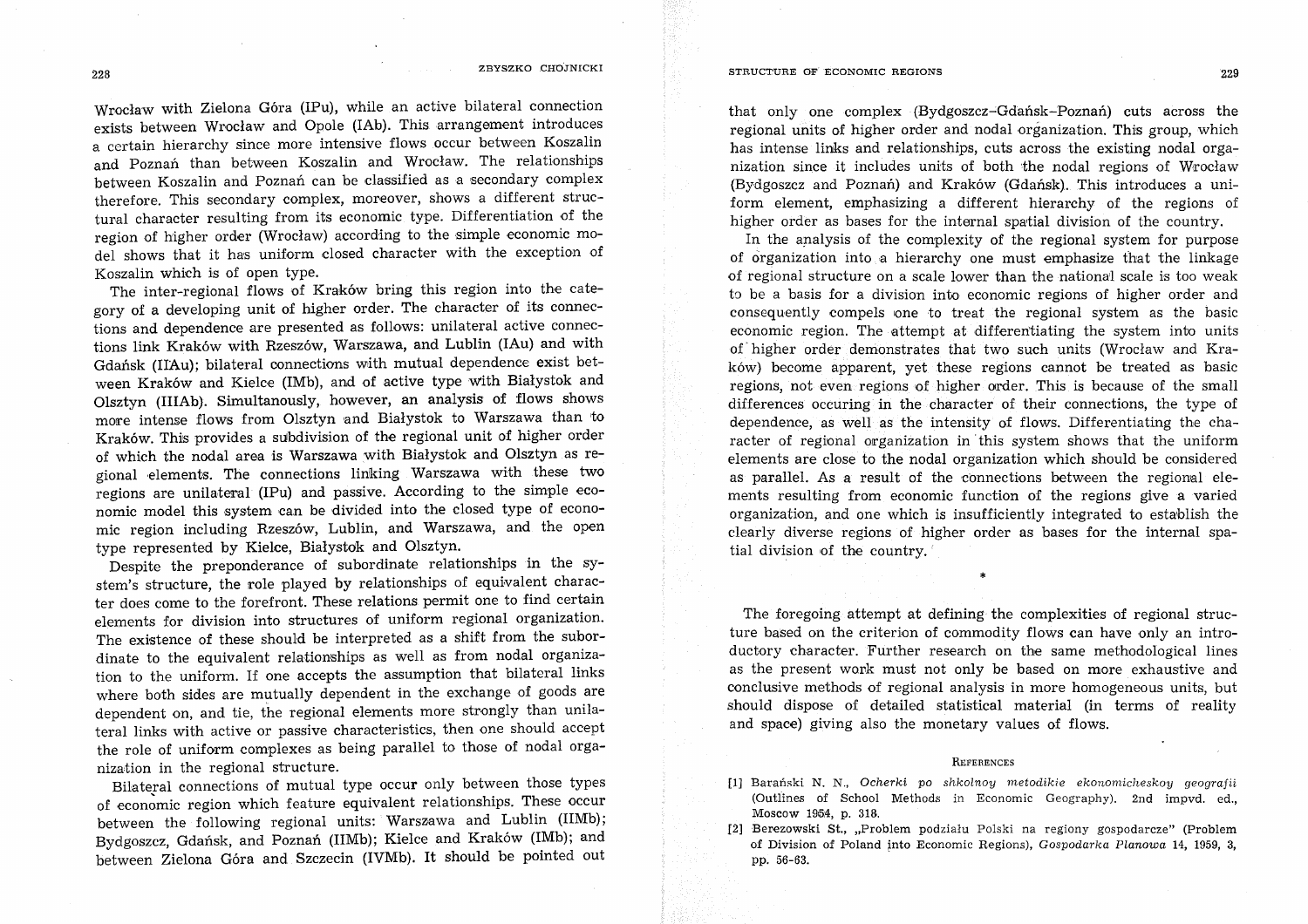Wrocław with Zielona Góra (IPu), while an active bilateral connection exists between Wrocław and Opole (IAb). This arrangement introduces a certain hierarchy since more intensive flows occur between Koszalin and Poznań than between Koszalin and Wrocław. The relationships between Koszalin and Poznań can be classified as a secondary complex therefore. This secondary complex, moreover, shows a different structural character resulting from its economic type. Differentiation of the region of higher order (Wrocław) according to the simple economic model shows that it has uniform closed character with the exception of Koszalin which is of open type.

The inter-regional flows of Kraków bring this region into the category of a developing unit of higher order. The character of its connections and dependence are presented as follows: unilateral active connections link Kraków with Rzeszów, Warszawa, and Lublin (IAu) and with Gdańsk (IIAu); bilateral connections with mutual dependence exist between Kraków and Kielce (IMb), and of active type with Białystok and Olsztyn (IIIAb). Simultanously, however, an analysis of flows shows more intense flows from Olsztyn and Białystok to Warszawa than to Kraków. This provides a subdivision of the regional unit of higher order of which the nodal area is Warszawa with Białystok and Olsztyn as regional elements. The connections linking Warszawa with these two regions are unilateral (IPu) and passive. According to the simple economic model this system can be divided into the closed type of economic region including Rzeszów, Lublin, and Warszawa, and the open type represented by Kielce, Białystok and Olsztyn.

Despite the preponderance of subordinate relationships in the system's structure, the role played by relationships of equivalent character does come to the forefront. These relations permit one to find certain elements for division into structures of uniform regional organization. The existence of these should be interpreted as a shift from the subordinate to the equivalent relationships as well as from nodal organization to the uniform. If one accepts the assumption that bilateral links where both sides are mutually dependent in the exchange of goods are dependent on, and tie, the regional elements more strongly than unilateral links with active or passive characteristics, then one should accept the role of uniform complexes as being parallel to those of nodal organization in the regional structure.

Bilateral connections of mutual type occur only between those types of economic region which feature equivalent relationships. These occur between the following regional units: Warszawa and Lublin (IIMb); Bydgoszcz, Gdańsk, and Poznań (IIMb); Kielce and Kraków (IMb); and between Zielona Góra and Szczecin (IVMb). It should be pointed out that only one complex (Bydgoszcz–Gdańsk–Poznań) cuts across the regional units of higher order and nodal organization. This group, which has intense links and relationships, cuts across the existing nodal organization since it includes units of both the nodal regions of Wrocław (Bydgoszcz and Poznań) and Kraków (Gdańsk). This introduces a uniform element, emphasizing a different hierarchy of the regions of higher order as bases for the internal spatial division of the country.

In the analysis of the complexity of the regional system for purpose of organization into a hierarchy one must emphasize that the linkage of regional structure on a scale lower than the national scale is too weak to be a basis for a division into economic regions of higher order and consequently compels one to treat the regional system as the basic economic region. The attempt at differentiating the system into units of higher order demonstrates that two such units (Wrocław and Kraków) become apparent, yet these regions cannot be treated as basic regions, not even regions of higher order. This is because of the small differences occuring in the character of their connections, the type of dependence, as well as the intensity of flows. Differentiating the character of regional organization in this system shows that the uniform elements are close to the nodal organization which should be considered as parallel. As a result of the connections between the regional elements resulting from economic function of the regions give a varied organization, and one which is insufficiently integrated to establish the clearly diverse regions of higher order as bases for the internal spatial division of the country.

*

The foregoing attempt at defining the complexities of regional structure based on the criterion of commodity flows can have only an introductory character. Further research on the same methodological lines as the present work must not only be based on more exhaustive and conclusive methods of regional analysis in more homogeneous units, but should dispose of detailed statistical material (in terms of reality and space) giving also the monetary values of flows.

## REFERENCES

[1] Barański N. N., *Ocherki po shkolnoy metodikie ekonomicheskoy geografii* (Outlines of School Methods in Economic Geography). 2nd impvd. ed., Moscow 1954, p. 318.

[2] Berezowski St., „Problem podziału Polski na regiony gospodarcze" (Problem of Division of Poland into Economic Regions), *Gospodarka Planowa* 14, 1959, 3, pp. 56-63.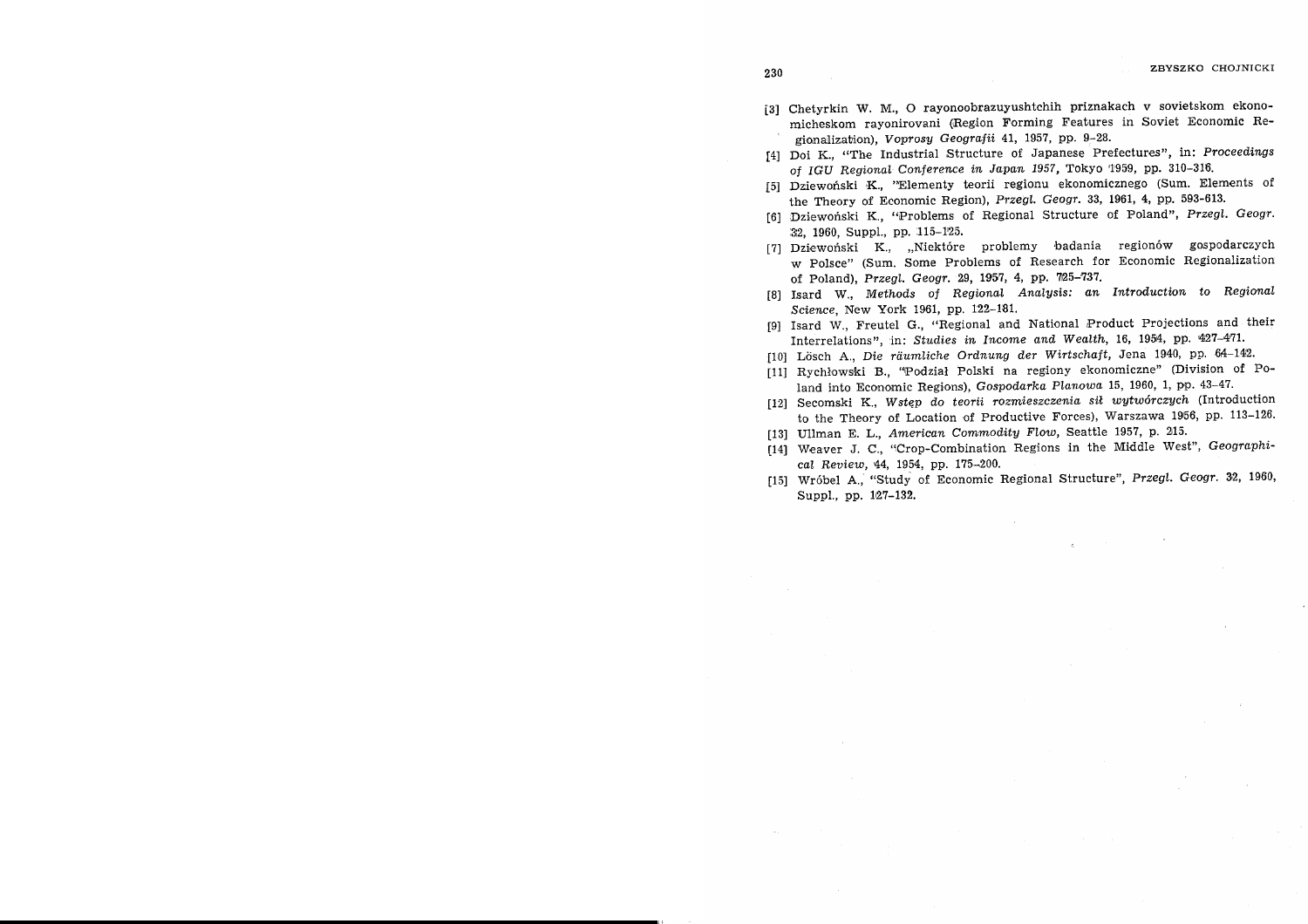[3] Chetyrkin W. M., O rayonoobrazuyushtchih priznakach v sovietskom ekonomicheskom rayonirovani (Region Forming Features in Soviet Economic Regionalization), *Voprosy Geografii* 41, 1957, pp. 9–28.

[4] Doi K., "The Industrial Structure of Japanese Prefectures", in: *Proceedings of IGU Regional Conference in Japan 1957*, Tokyo 1959, pp. 310–316.

[5] Dziewoński K., "Elementy teorii regionu ekonomicznego (Sum. Elements of the Theory of Economic Region), *Przegl. Geogr.* 33, 1961, 4, pp. 593-613.

[6] Dziewoński K., "Problems of Regional Structure of Poland", *Przegl. Geogr.* 32, 1960, Suppl., pp. 115–125.

[7] Dziewoński K., „Niektóre problemy badania regionów gospodarczych w Polsce" (Sum. Some Problems of Research for Economic Regionalization of Poland), *Przegl. Geogr.* 29, 1957, 4, pp. 725–737.

[8] Isard W., *Methods of Regional Analysis: an Introduction to Regional Science*, New York 1961, pp. 122–181.

[9] Isard W., Freutel G., "Regional and National Product Projections and their Interrelations", in: *Studies in Income and Wealth*, 16, 1954, pp. 427–471.

[10] Lösch A., *Die räumliche Ordnung der Wirtschaft*, Jena 1940, pp. 64–142.

[11] Rychłowski B., "Podział Polski na regiony ekonomiczne" (Division of Poland into Economic Regions), *Gospodarka Planowa* 15, 1960, 1, pp. 43–47.

[12] Secomski K., *Wstęp do teorii rozmieszczenia sił wytwórczych* (Introduction to the Theory of Location of Productive Forces), Warszawa 1956, pp. 113–126.

[13] Ullman E. L., *American Commodity Flow*, Seattle 1957, p. 215.

[14] Weaver J. C., "Crop-Combination Regions in the Middle West", *Geographical Review*, 44, 1954, pp. 175–200.

[15] Wróbel A., "Study of Economic Regional Structure", *Przegl. Geogr.* 32, 1960, Suppl., pp. 127–132.